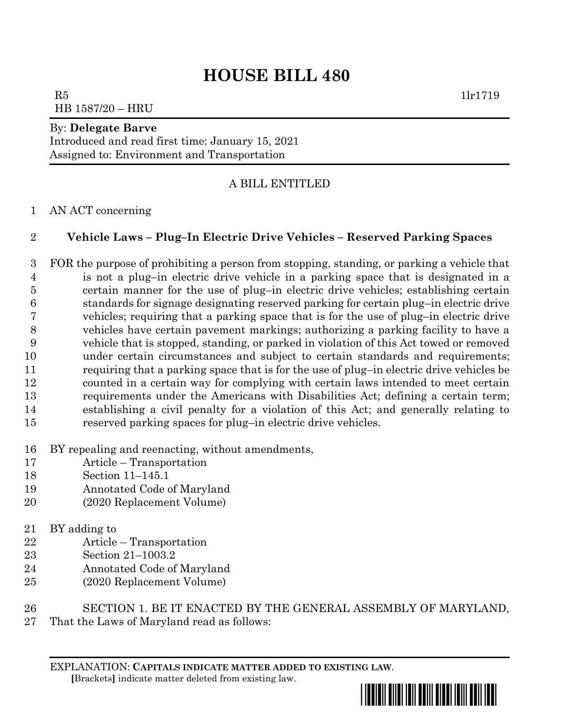# HOUSE BILL 480

R5 1lr1719
HB 1587/20 – HRU

By: **Delegate Barve**
Introduced and read first time: January 15, 2021
Assigned to: Environment and Transportation

A BILL ENTITLED

AN ACT concerning

**Vehicle Laws – Plug–In Electric Drive Vehicles – Reserved Parking Spaces**

FOR the purpose of prohibiting a person from stopping, standing, or parking a vehicle that is not a plug–in electric drive vehicle in a parking space that is designated in a certain manner for the use of plug–in electric drive vehicles; establishing certain standards for signage designating reserved parking for certain plug–in electric drive vehicles; requiring that a parking space that is for the use of plug–in electric drive vehicles have certain pavement markings; authorizing a parking facility to have a vehicle that is stopped, standing, or parked in violation of this Act towed or removed under certain circumstances and subject to certain standards and requirements; requiring that a parking space that is for the use of plug–in electric drive vehicles be counted in a certain way for complying with certain laws intended to meet certain requirements under the Americans with Disabilities Act; defining a certain term; establishing a civil penalty for a violation of this Act; and generally relating to reserved parking spaces for plug–in electric drive vehicles.

BY repealing and reenacting, without amendments,
Article – Transportation
Section 11–145.1
Annotated Code of Maryland
(2020 Replacement Volume)

BY adding to
Article – Transportation
Section 21–1003.2
Annotated Code of Maryland
(2020 Replacement Volume)

SECTION 1. BE IT ENACTED BY THE GENERAL ASSEMBLY OF MARYLAND, That the Laws of Maryland read as follows:

EXPLANATION: **CAPITALS INDICATE MATTER ADDED TO EXISTING LAW.**
**[**Brackets**]** indicate matter deleted from existing law.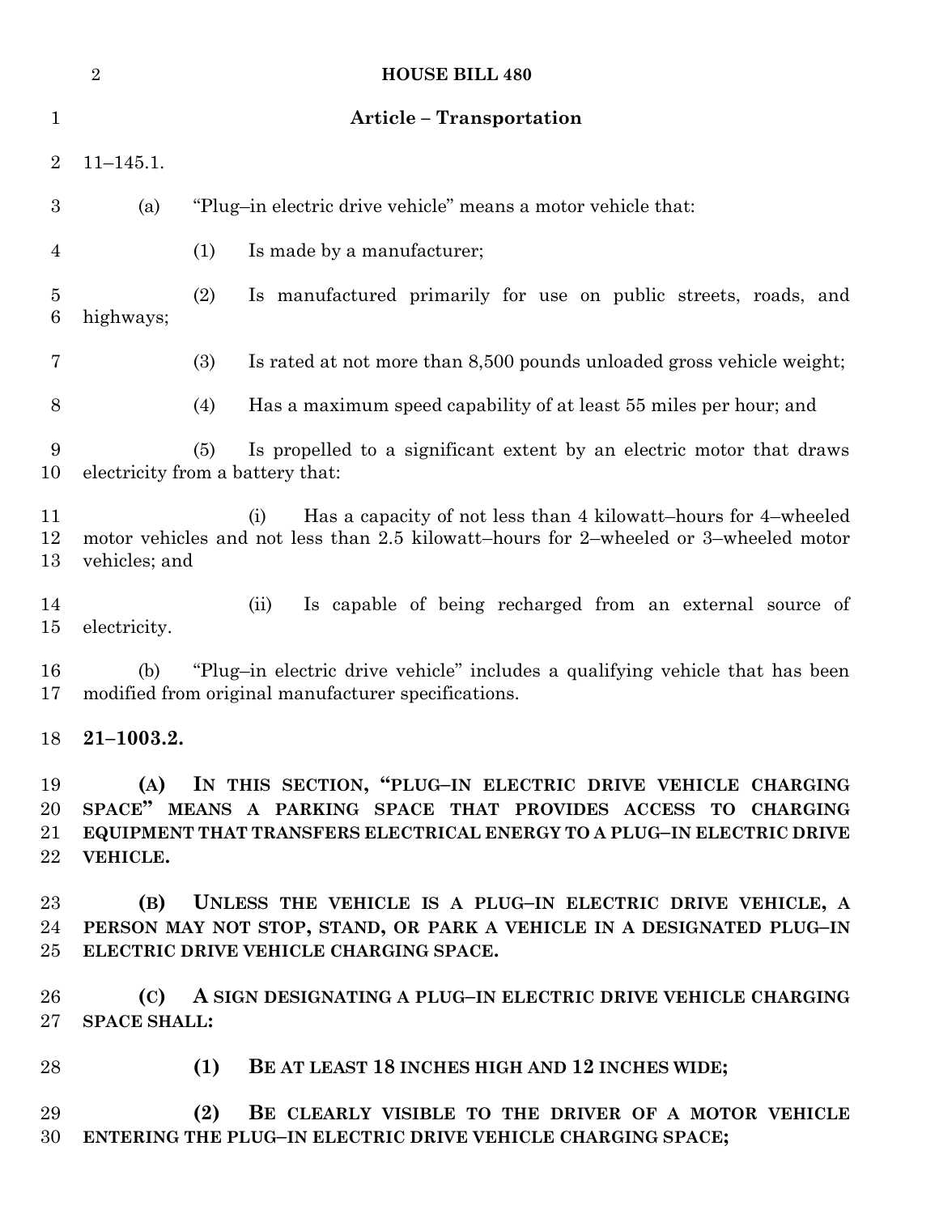## Article – Transportation

11–145.1.

(a) "Plug–in electric drive vehicle" means a motor vehicle that:

(1) Is made by a manufacturer;

(2) Is manufactured primarily for use on public streets, roads, and highways;

(3) Is rated at not more than 8,500 pounds unloaded gross vehicle weight;

(4) Has a maximum speed capability of at least 55 miles per hour; and

(5) Is propelled to a significant extent by an electric motor that draws electricity from a battery that:

(i) Has a capacity of not less than 4 kilowatt–hours for 4–wheeled motor vehicles and not less than 2.5 kilowatt–hours for 2–wheeled or 3–wheeled motor vehicles; and

(ii) Is capable of being recharged from an external source of electricity.

(b) "Plug–in electric drive vehicle" includes a qualifying vehicle that has been modified from original manufacturer specifications.

**21–1003.2.**

**(A) IN THIS SECTION, "PLUG–IN ELECTRIC DRIVE VEHICLE CHARGING SPACE" MEANS A PARKING SPACE THAT PROVIDES ACCESS TO CHARGING EQUIPMENT THAT TRANSFERS ELECTRICAL ENERGY TO A PLUG–IN ELECTRIC DRIVE VEHICLE.**

**(B) UNLESS THE VEHICLE IS A PLUG–IN ELECTRIC DRIVE VEHICLE, A PERSON MAY NOT STOP, STAND, OR PARK A VEHICLE IN A DESIGNATED PLUG–IN ELECTRIC DRIVE VEHICLE CHARGING SPACE.**

**(C) A SIGN DESIGNATING A PLUG–IN ELECTRIC DRIVE VEHICLE CHARGING SPACE SHALL:**

**(1) BE AT LEAST 18 INCHES HIGH AND 12 INCHES WIDE;**

**(2) BE CLEARLY VISIBLE TO THE DRIVER OF A MOTOR VEHICLE ENTERING THE PLUG–IN ELECTRIC DRIVE VEHICLE CHARGING SPACE;**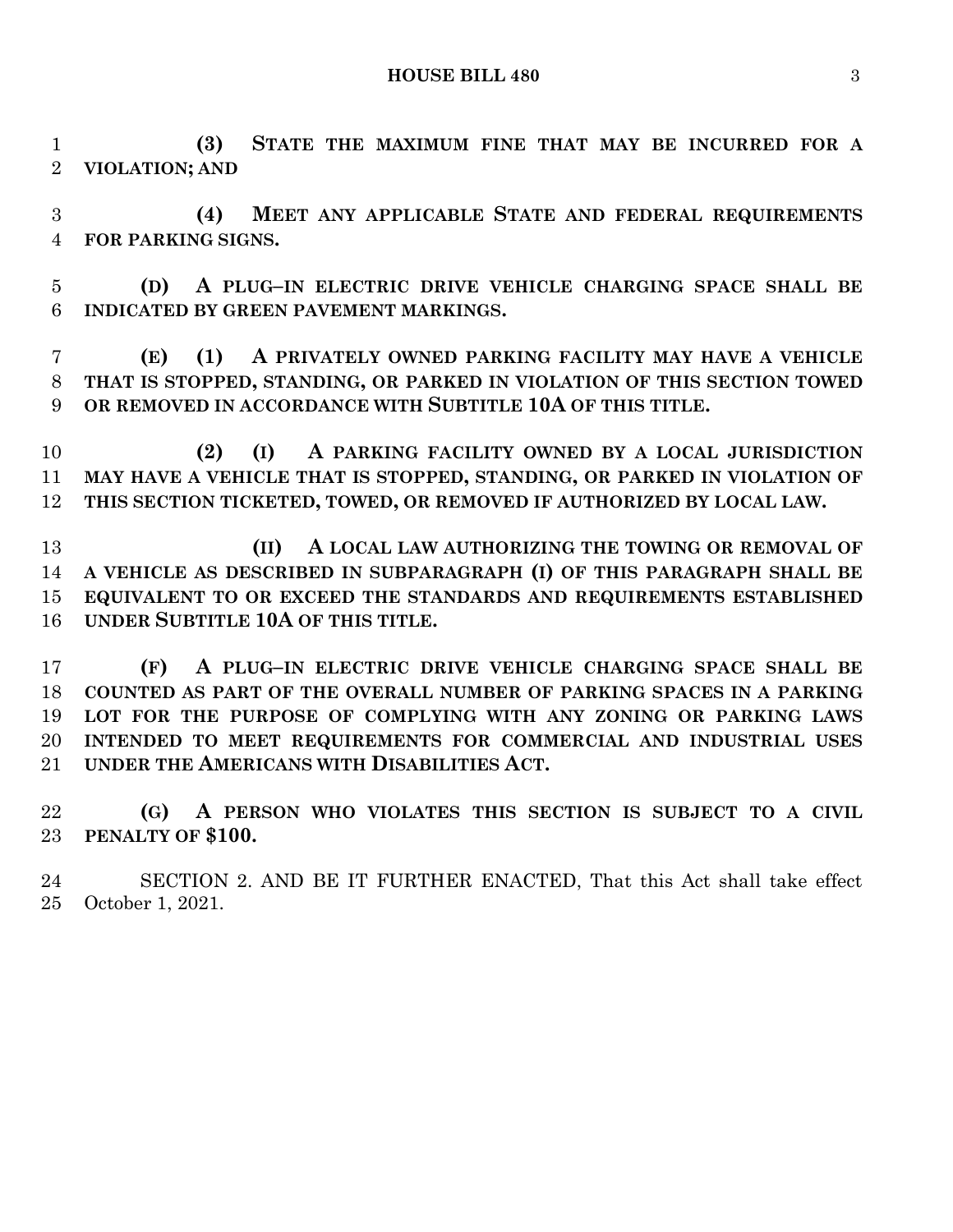**(3) STATE THE MAXIMUM FINE THAT MAY BE INCURRED FOR A VIOLATION; AND**

**(4) MEET ANY APPLICABLE STATE AND FEDERAL REQUIREMENTS FOR PARKING SIGNS.**

**(D) A PLUG–IN ELECTRIC DRIVE VEHICLE CHARGING SPACE SHALL BE INDICATED BY GREEN PAVEMENT MARKINGS.**

**(E) (1) A PRIVATELY OWNED PARKING FACILITY MAY HAVE A VEHICLE THAT IS STOPPED, STANDING, OR PARKED IN VIOLATION OF THIS SECTION TOWED OR REMOVED IN ACCORDANCE WITH SUBTITLE 10A OF THIS TITLE.**

**(2) (I) A PARKING FACILITY OWNED BY A LOCAL JURISDICTION MAY HAVE A VEHICLE THAT IS STOPPED, STANDING, OR PARKED IN VIOLATION OF THIS SECTION TICKETED, TOWED, OR REMOVED IF AUTHORIZED BY LOCAL LAW.**

**(II) A LOCAL LAW AUTHORIZING THE TOWING OR REMOVAL OF A VEHICLE AS DESCRIBED IN SUBPARAGRAPH (I) OF THIS PARAGRAPH SHALL BE EQUIVALENT TO OR EXCEED THE STANDARDS AND REQUIREMENTS ESTABLISHED UNDER SUBTITLE 10A OF THIS TITLE.**

**(F) A PLUG–IN ELECTRIC DRIVE VEHICLE CHARGING SPACE SHALL BE COUNTED AS PART OF THE OVERALL NUMBER OF PARKING SPACES IN A PARKING LOT FOR THE PURPOSE OF COMPLYING WITH ANY ZONING OR PARKING LAWS INTENDED TO MEET REQUIREMENTS FOR COMMERCIAL AND INDUSTRIAL USES UNDER THE AMERICANS WITH DISABILITIES ACT.**

**(G) A PERSON WHO VIOLATES THIS SECTION IS SUBJECT TO A CIVIL PENALTY OF $100.**

SECTION 2. AND BE IT FURTHER ENACTED, That this Act shall take effect October 1, 2021.